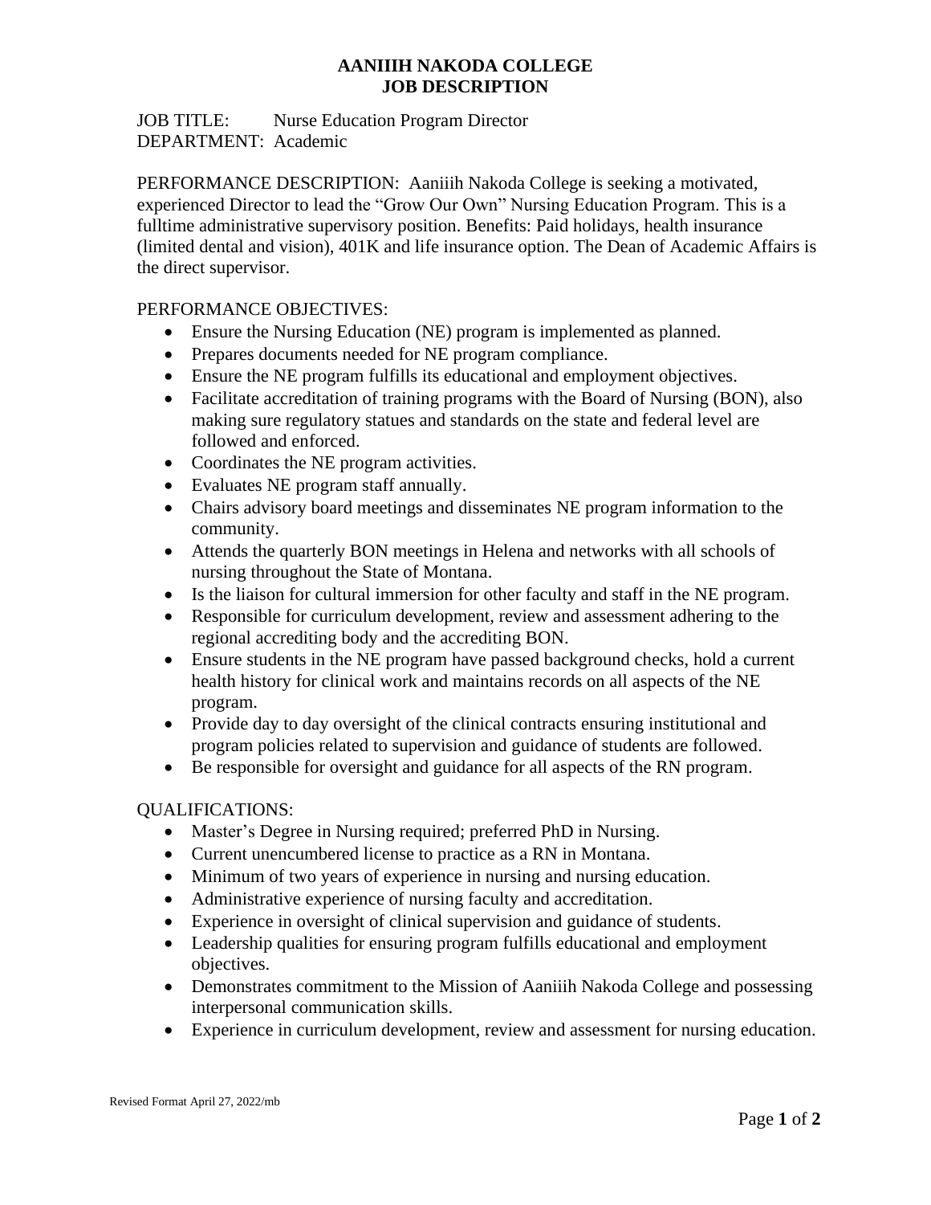# AANIIIH NAKODA COLLEGE
# JOB DESCRIPTION

JOB TITLE: Nurse Education Program Director
DEPARTMENT: Academic

PERFORMANCE DESCRIPTION: Aaniiih Nakoda College is seeking a motivated, experienced Director to lead the "Grow Our Own" Nursing Education Program. This is a fulltime administrative supervisory position. Benefits: Paid holidays, health insurance (limited dental and vision), 401K and life insurance option. The Dean of Academic Affairs is the direct supervisor.

PERFORMANCE OBJECTIVES:

- Ensure the Nursing Education (NE) program is implemented as planned.
- Prepares documents needed for NE program compliance.
- Ensure the NE program fulfills its educational and employment objectives.
- Facilitate accreditation of training programs with the Board of Nursing (BON), also making sure regulatory statues and standards on the state and federal level are followed and enforced.
- Coordinates the NE program activities.
- Evaluates NE program staff annually.
- Chairs advisory board meetings and disseminates NE program information to the community.
- Attends the quarterly BON meetings in Helena and networks with all schools of nursing throughout the State of Montana.
- Is the liaison for cultural immersion for other faculty and staff in the NE program.
- Responsible for curriculum development, review and assessment adhering to the regional accrediting body and the accrediting BON.
- Ensure students in the NE program have passed background checks, hold a current health history for clinical work and maintains records on all aspects of the NE program.
- Provide day to day oversight of the clinical contracts ensuring institutional and program policies related to supervision and guidance of students are followed.
- Be responsible for oversight and guidance for all aspects of the RN program.

QUALIFICATIONS:

- Master's Degree in Nursing required; preferred PhD in Nursing.
- Current unencumbered license to practice as a RN in Montana.
- Minimum of two years of experience in nursing and nursing education.
- Administrative experience of nursing faculty and accreditation.
- Experience in oversight of clinical supervision and guidance of students.
- Leadership qualities for ensuring program fulfills educational and employment objectives.
- Demonstrates commitment to the Mission of Aaniiih Nakoda College and possessing interpersonal communication skills.
- Experience in curriculum development, review and assessment for nursing education.

Revised Format April 27, 2022/mb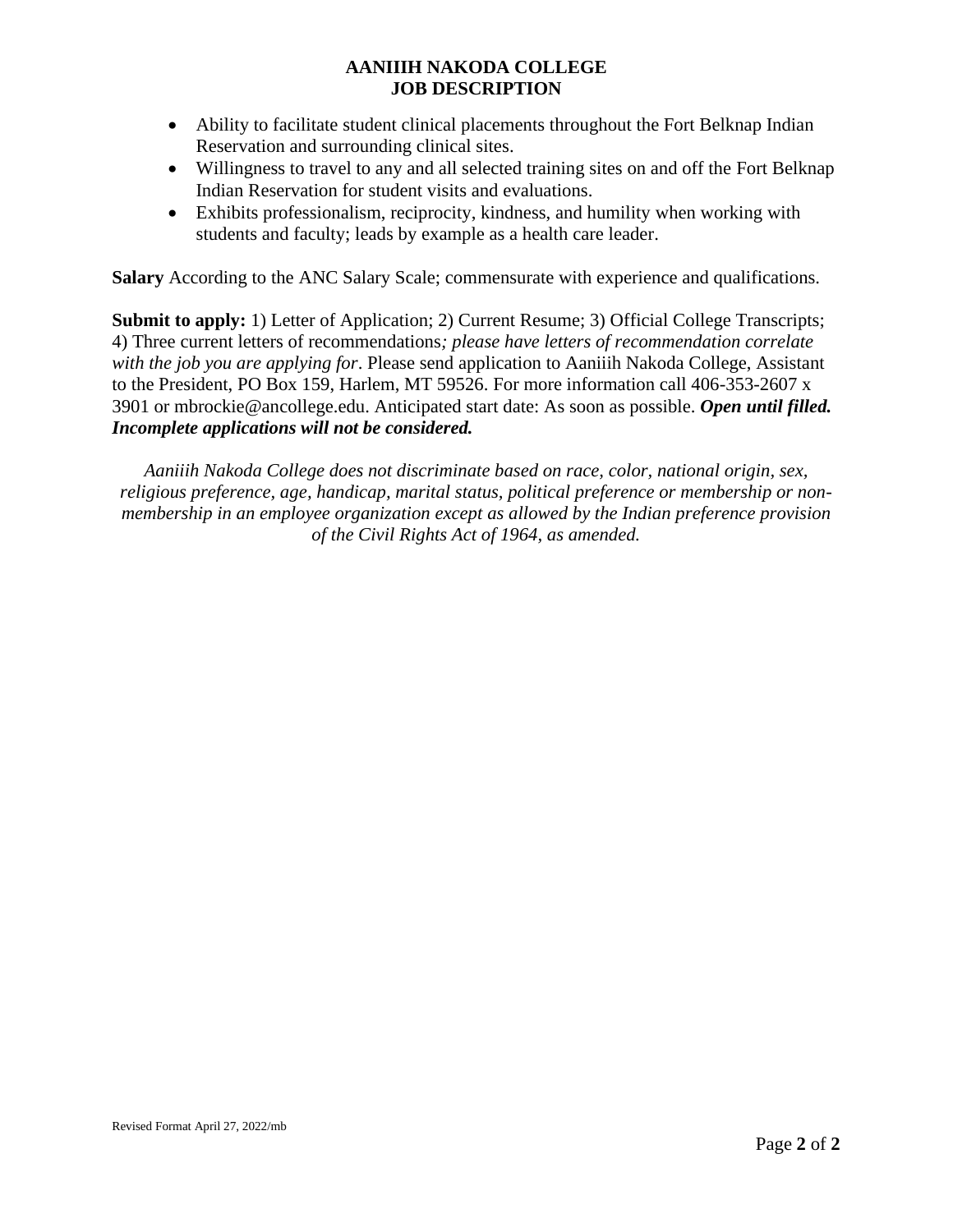- Ability to facilitate student clinical placements throughout the Fort Belknap Indian Reservation and surrounding clinical sites.
- Willingness to travel to any and all selected training sites on and off the Fort Belknap Indian Reservation for student visits and evaluations.
- Exhibits professionalism, reciprocity, kindness, and humility when working with students and faculty; leads by example as a health care leader.

**Salary** According to the ANC Salary Scale; commensurate with experience and qualifications.

**Submit to apply:** 1) Letter of Application; 2) Current Resume; 3) Official College Transcripts; 4) Three current letters of recommendations*; please have letters of recommendation correlate with the job you are applying for*. Please send application to Aaniiih Nakoda College, Assistant to the President, PO Box 159, Harlem, MT 59526. For more information call 406-353-2607 x 3901 or mbrockie@ancollege.edu. Anticipated start date: As soon as possible. ***Open until filled. Incomplete applications will not be considered.***

*Aaniiih Nakoda College does not discriminate based on race, color, national origin, sex, religious preference, age, handicap, marital status, political preference or membership or non-membership in an employee organization except as allowed by the Indian preference provision of the Civil Rights Act of 1964, as amended.*

Revised Format April 27, 2022/mb